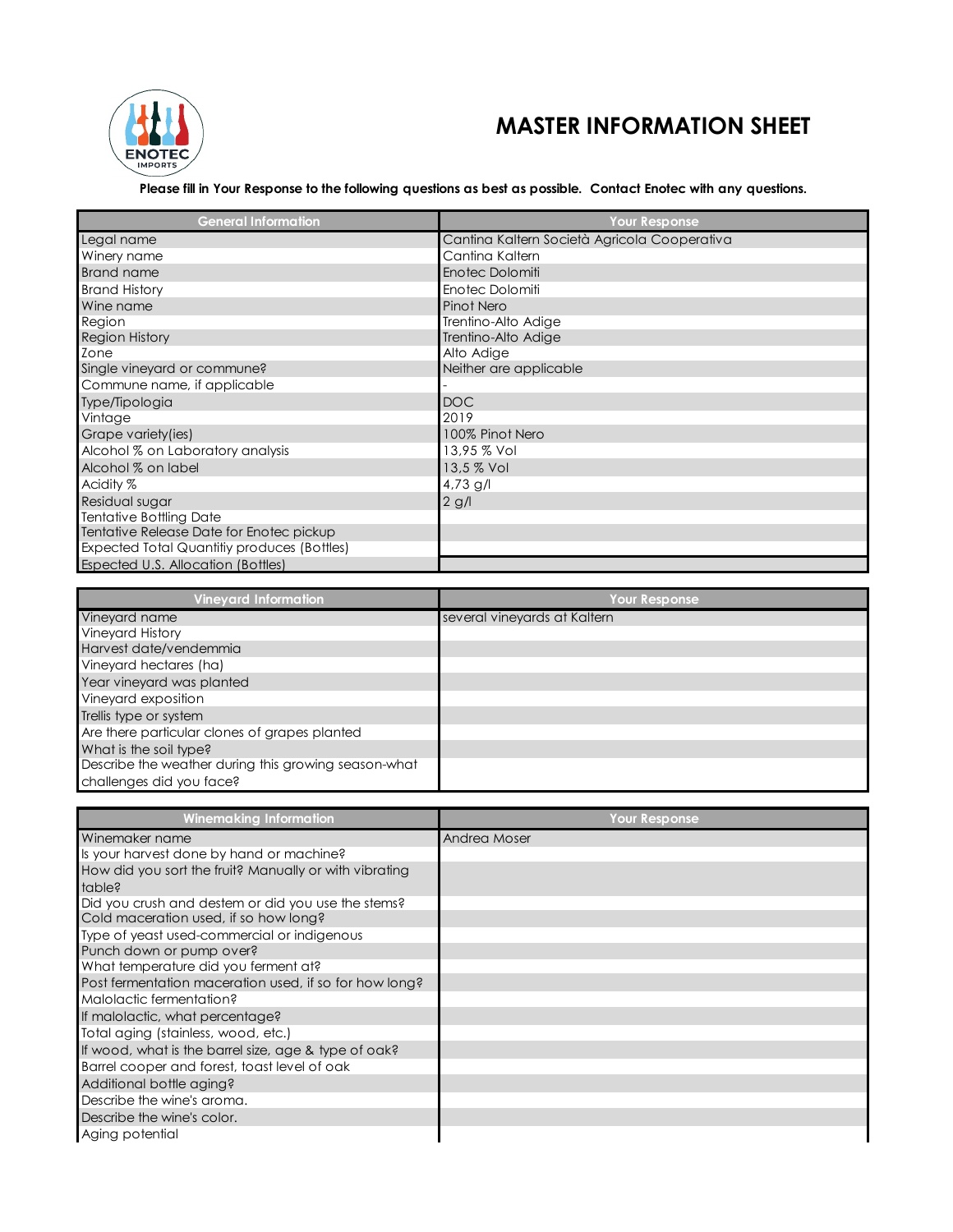# MASTER INFORMATION SHEET

**Please fill in Your Response to the following questions as best as possible. Contact Enotec with any questions.**

| General Information | Your Response |
|---|---|
| Legal name | Cantina Kaltern Società Agricola Cooperativa |
| Winery name | Cantina Kaltern |
| Brand name | Enotec Dolomiti |
| Brand History | Enotec Dolomiti |
| Wine name | Pinot Nero |
| Region | Trentino-Alto Adige |
| Region History | Trentino-Alto Adige |
| Zone | Alto Adige |
| Single vineyard or commune? | Neither are applicable |
| Commune name, if applicable | - |
| Type/Tipologia | DOC |
| Vintage | 2019 |
| Grape variety(ies) | 100% Pinot Nero |
| Alcohol % on Laboratory analysis | 13,95 % Vol |
| Alcohol % on label | 13,5 % Vol |
| Acidity % | 4,73 g/l |
| Residual sugar | 2 g/l |
| Tentative Bottling Date | |
| Tentative Release Date for Enotec pickup | |
| Expected Total Quantitiy produces (Bottles) | |
| Espected U.S. Allocation (Bottles) | |

| Vineyard Information | Your Response |
|---|---|
| Vineyard name | several vineyards at Kaltern |
| Vineyard History | |
| Harvest date/vendemmia | |
| Vineyard hectares (ha) | |
| Year vineyard was planted | |
| Vineyard exposition | |
| Trellis type or system | |
| Are there particular clones of grapes planted | |
| What is the soil type? | |
| Describe the weather during this growing season-what challenges did you face? | |

| Winemaking Information | Your Response |
|---|---|
| Winemaker name | Andrea Moser |
| Is your harvest done by hand or machine? | |
| How did you sort the fruit? Manually or with vibrating table? | |
| Did you crush and destem or did you use the stems? | |
| Cold maceration used, if so how long? | |
| Type of yeast used-commercial or indigenous | |
| Punch down or pump over? | |
| What temperature did you ferment at? | |
| Post fermentation maceration used, if so for how long? | |
| Malolactic fermentation? | |
| If malolactic, what percentage? | |
| Total aging (stainless, wood, etc.) | |
| If wood, what is the barrel size, age & type of oak? | |
| Barrel cooper and forest, toast level of oak | |
| Additional bottle aging? | |
| Describe the wine's aroma. | |
| Describe the wine's color. | |
| Aging potential | |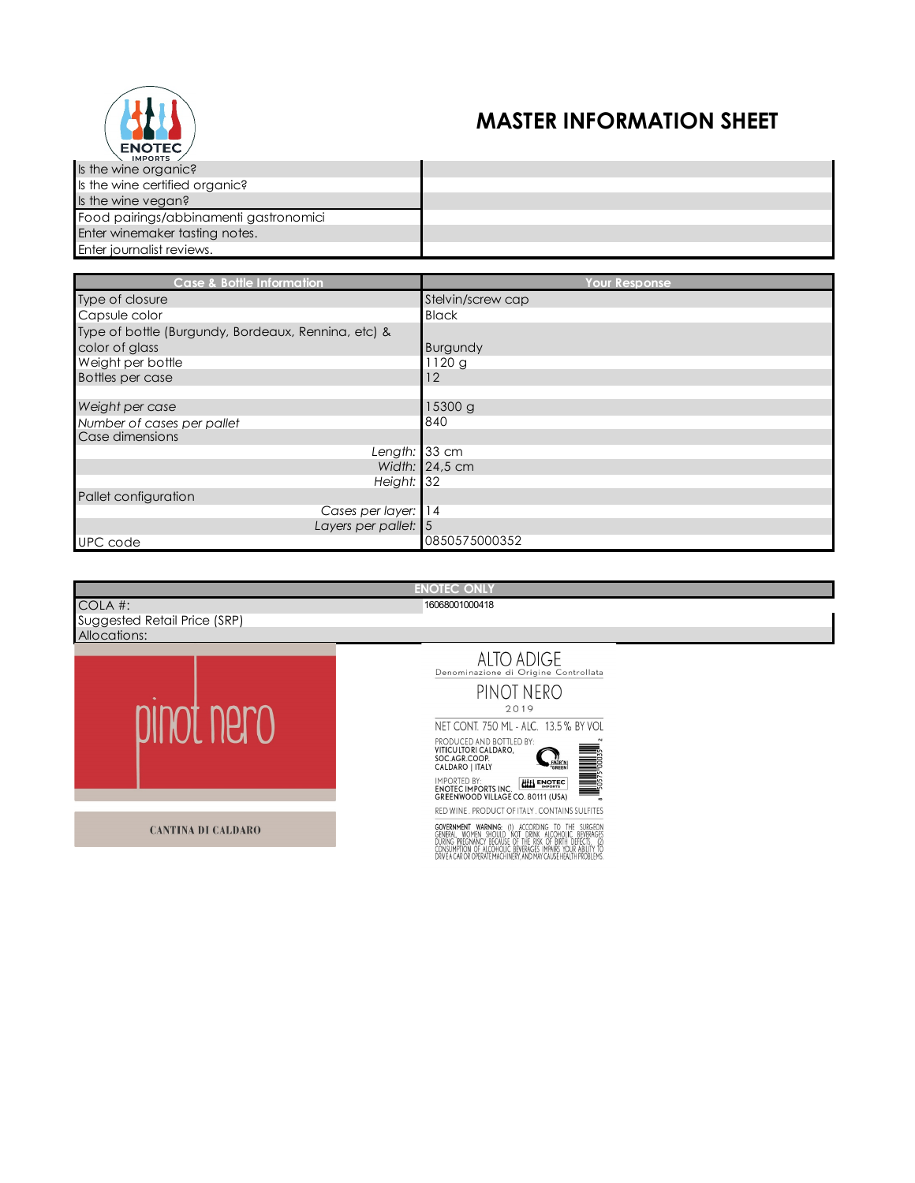# MASTER INFORMATION SHEET

| | |
|---|---|
| Is the wine organic? | |
| Is the wine certified organic? | |
| Is the wine vegan? | |
| Food pairings/abbinamenti gastronomici | |
| Enter winemaker tasting notes. | |
| Enter journalist reviews. | |

| Case & Bottle Information | Your Response |
|---|---|
| Type of closure | Stelvin/screw cap |
| Capsule color | Black |
| Type of bottle (Burgundy, Bordeaux, Rennina, etc) & color of glass | Burgundy |
| Weight per bottle | 1120 g |
| Bottles per case | 12 |
| *Weight per case* | 15300 g |
| *Number of cases per pallet* | 840 |
| Case dimensions | |
| *Length:* | 33 cm |
| *Width:* | 24,5 cm |
| *Height:* | 32 |
| Pallet configuration | |
| *Cases per layer:* | 14 |
| *Layers per pallet:* | 5 |
| UPC code | 0850575000352 |

| ENOTEC ONLY | |
|---|---|
| COLA #: | 16068001000418 |
| Suggested Retail Price (SRP) | |
| Allocations: | |

pinot nero

CANTINA DI CALDARO

ALTO ADIGE
Denominazione di Origine Controllata

PINOT NERO
2019

NET CONT. 750 ML - ALC. 13.5% BY VOL

PRODUCED AND BOTTLED BY:
VITICULTORI CALDARO,
SOC.AGR.COOP.
CALDARO | ITALY

IMPORTED BY:
ENOTEC IMPORTS INC.
GREENWOOD VILLAGE CO. 80111 (USA)

RED WINE . PRODUCT OF ITALY . CONTAINS SULFITES

GOVERNMENT WARNING: (1) ACCORDING TO THE SURGEON GENERAL, WOMEN SHOULD NOT DRINK ALCOHOLIC BEVERAGES DURING PREGNANCY BECAUSE OF THE RISK OF BIRTH DEFECTS. (2) CONSUMPTION OF ALCOHOLIC BEVERAGES IMPAIRS YOUR ABILITY TO DRIVE A CAR OR OPERATE MACHINERY, AND MAY CAUSE HEALTH PROBLEMS.